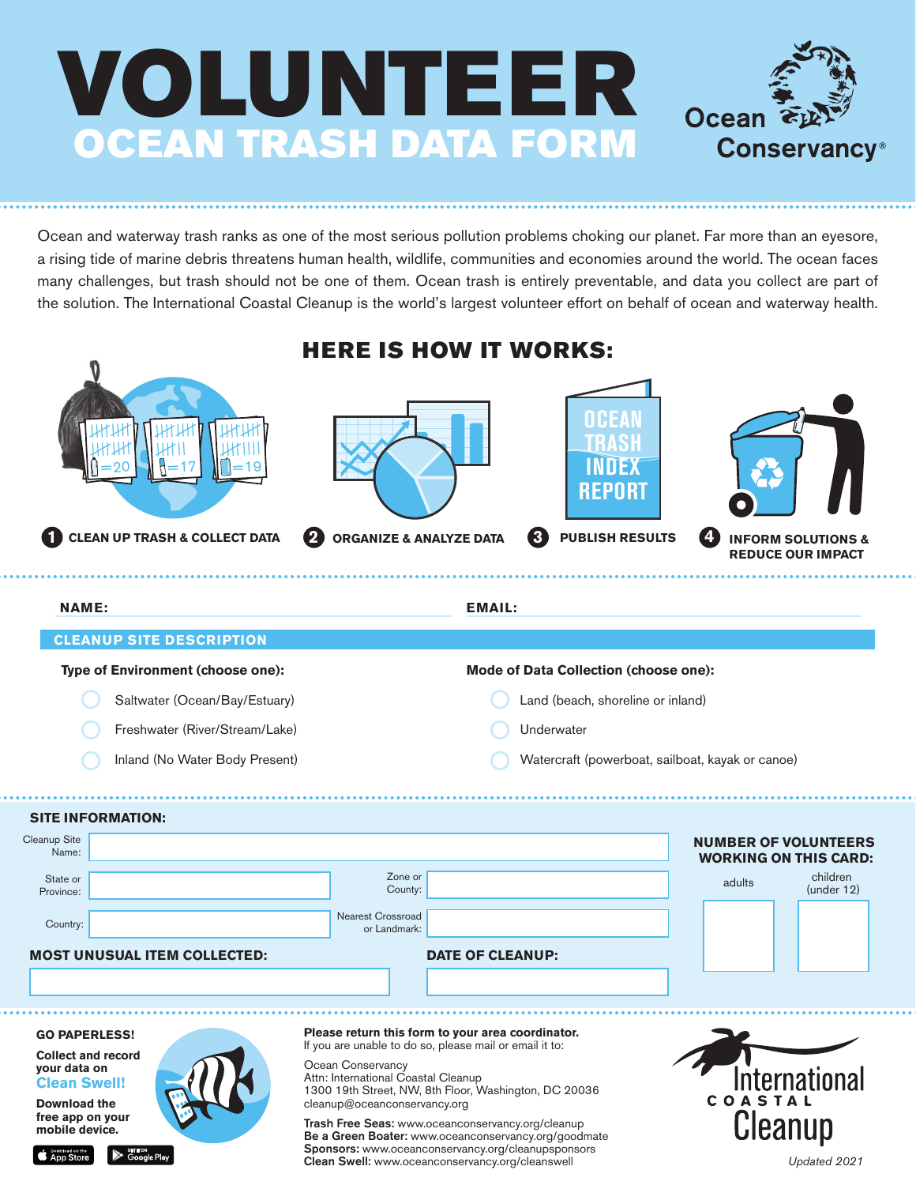# VOLUNTEER

## OCEAN TRASH DATA FORM

Ocean Conservancy®

Ocean and waterway trash ranks as one of the most serious pollution problems choking our planet. Far more than an eyesore, a rising tide of marine debris threatens human health, wildlife, communities and economies around the world. The ocean faces many challenges, but trash should not be one of them. Ocean trash is entirely preventable, and data you collect are part of the solution. The International Coastal Cleanup is the world's largest volunteer effort on behalf of ocean and waterway health.

## HERE IS HOW IT WORKS:

1. CLEAN UP TRASH & COLLECT DATA
2. ORGANIZE & ANALYZE DATA
3. PUBLISH RESULTS
4. INFORM SOLUTIONS & REDUCE OUR IMPACT

**NAME:** ____________________ **EMAIL:** ____________________

### CLEANUP SITE DESCRIPTION

**Type of Environment (choose one):**

- ○ Saltwater (Ocean/Bay/Estuary)
- ○ Freshwater (River/Stream/Lake)
- ○ Inland (No Water Body Present)

**Mode of Data Collection (choose one):**

- ○ Land (beach, shoreline or inland)
- ○ Underwater
- ○ Watercraft (powerboat, sailboat, kayak or canoe)

### SITE INFORMATION:

Cleanup Site Name: ____________________

State or Province: ____________________ Zone or County: ____________________

Country: ____________________ Nearest Crossroad or Landmark: ____________________

**MOST UNUSUAL ITEM COLLECTED:** ____________________

**DATE OF CLEANUP:** ____________________

**NUMBER OF VOLUNTEERS WORKING ON THIS CARD:**

| adults | children (under 12) |
| --- | --- |
| | |

**GO PAPERLESS!**

**Collect and record your data on Clean Swell!**

**Download the free app on your mobile device.**

App Store | Google Play

**Please return this form to your area coordinator.**
If you are unable to do so, please mail or email it to:

Ocean Conservancy
Attn: International Coastal Cleanup
1300 19th Street, NW, 8th Floor, Washington, DC 20036
cleanup@oceanconservancy.org

**Trash Free Seas:** www.oceanconservancy.org/cleanup
**Be a Green Boater:** www.oceanconservancy.org/goodmate
**Sponsors:** www.oceanconservancy.org/cleanupsponsors
**Clean Swell:** www.oceanconservancy.org/cleanswell

International Coastal Cleanup

*Updated 2021*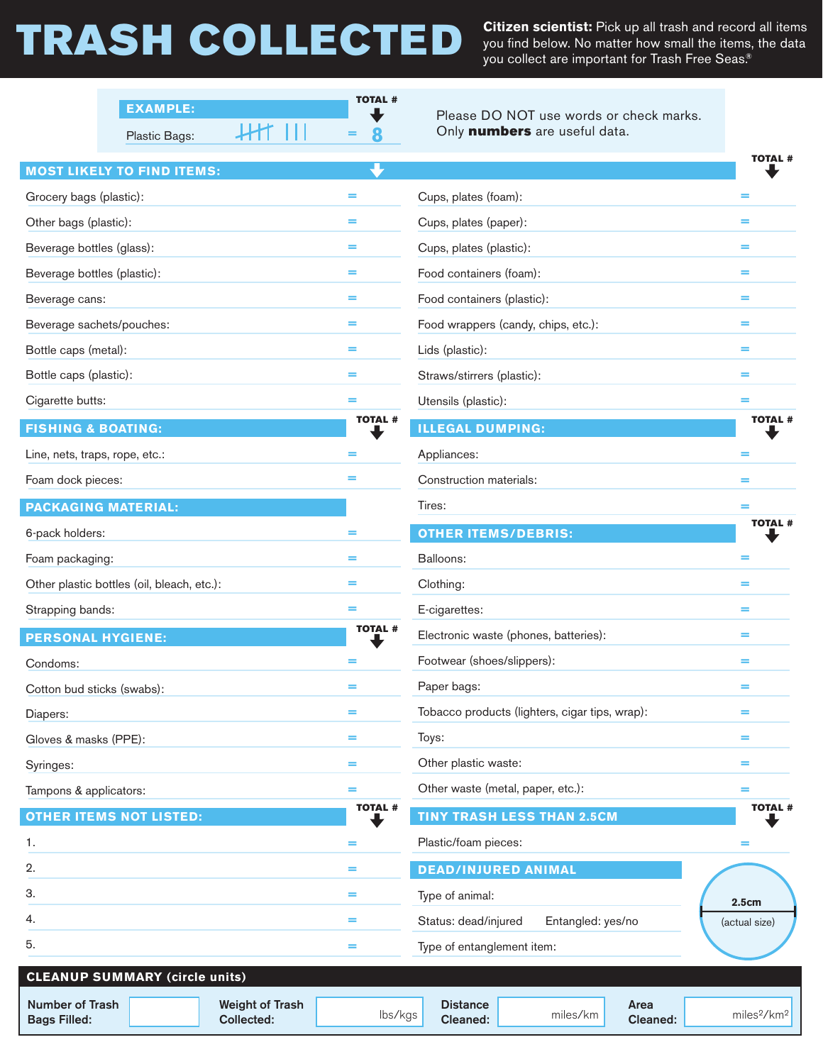# TRASH COLLECTED

**Citizen scientist:** Pick up all trash and record all items you find below. No matter how small the items, the data you collect are important for Trash Free Seas.®

| EXAMPLE: | TOTAL # |
|---|---|
| Plastic Bags: 𝍸 III | = 8 |

Please DO NOT use words or check marks. Only **numbers** are useful data.

## MOST LIKELY TO FIND ITEMS:

| Item | TOTAL # |
|---|---|
| Grocery bags (plastic): | = |
| Other bags (plastic): | = |
| Beverage bottles (glass): | = |
| Beverage bottles (plastic): | = |
| Beverage cans: | = |
| Beverage sachets/pouches: | = |
| Bottle caps (metal): | = |
| Bottle caps (plastic): | = |
| Cigarette butts: | = |
| Cups, plates (foam): | = |
| Cups, plates (paper): | = |
| Cups, plates (plastic): | = |
| Food containers (foam): | = |
| Food containers (plastic): | = |
| Food wrappers (candy, chips, etc.): | = |
| Lids (plastic): | = |
| Straws/stirrers (plastic): | = |
| Utensils (plastic): | = |

## FISHING & BOATING:

| Item | TOTAL # |
|---|---|
| Line, nets, traps, rope, etc.: | = |
| Foam dock pieces: | = |

## PACKAGING MATERIAL:

| Item | TOTAL # |
|---|---|
| 6-pack holders: | = |
| Foam packaging: | = |
| Other plastic bottles (oil, bleach, etc.): | = |
| Strapping bands: | = |

## PERSONAL HYGIENE:

| Item | TOTAL # |
|---|---|
| Condoms: | = |
| Cotton bud sticks (swabs): | = |
| Diapers: | = |
| Gloves & masks (PPE): | = |
| Syringes: | = |
| Tampons & applicators: | = |

## OTHER ITEMS NOT LISTED:

| Item | TOTAL # |
|---|---|
| 1. | = |
| 2. | = |
| 3. | = |
| 4. | = |
| 5. | = |

## ILLEGAL DUMPING:

| Item | TOTAL # |
|---|---|
| Appliances: | = |
| Construction materials: | = |
| Tires: | = |

## OTHER ITEMS/DEBRIS:

| Item | TOTAL # |
|---|---|
| Balloons: | = |
| Clothing: | = |
| E-cigarettes: | = |
| Electronic waste (phones, batteries): | = |
| Footwear (shoes/slippers): | = |
| Paper bags: | = |
| Tobacco products (lighters, cigar tips, wrap): | = |
| Toys: | = |
| Other plastic waste: | = |
| Other waste (metal, paper, etc.): | = |

## TINY TRASH LESS THAN 2.5CM

| Item | TOTAL # |
|---|---|
| Plastic/foam pieces: | = |

## DEAD/INJURED ANIMAL

Type of animal:

Status: dead/injured     Entangled: yes/no

Type of entanglement item:

2.5cm (actual size)

## CLEANUP SUMMARY (circle units)

| Number of Trash Bags Filled: | Weight of Trash Collected: | Distance Cleaned: | Area Cleaned: |
|---|---|---|---|
| | lbs/kgs | miles/km | $miles^2/km^2$ |